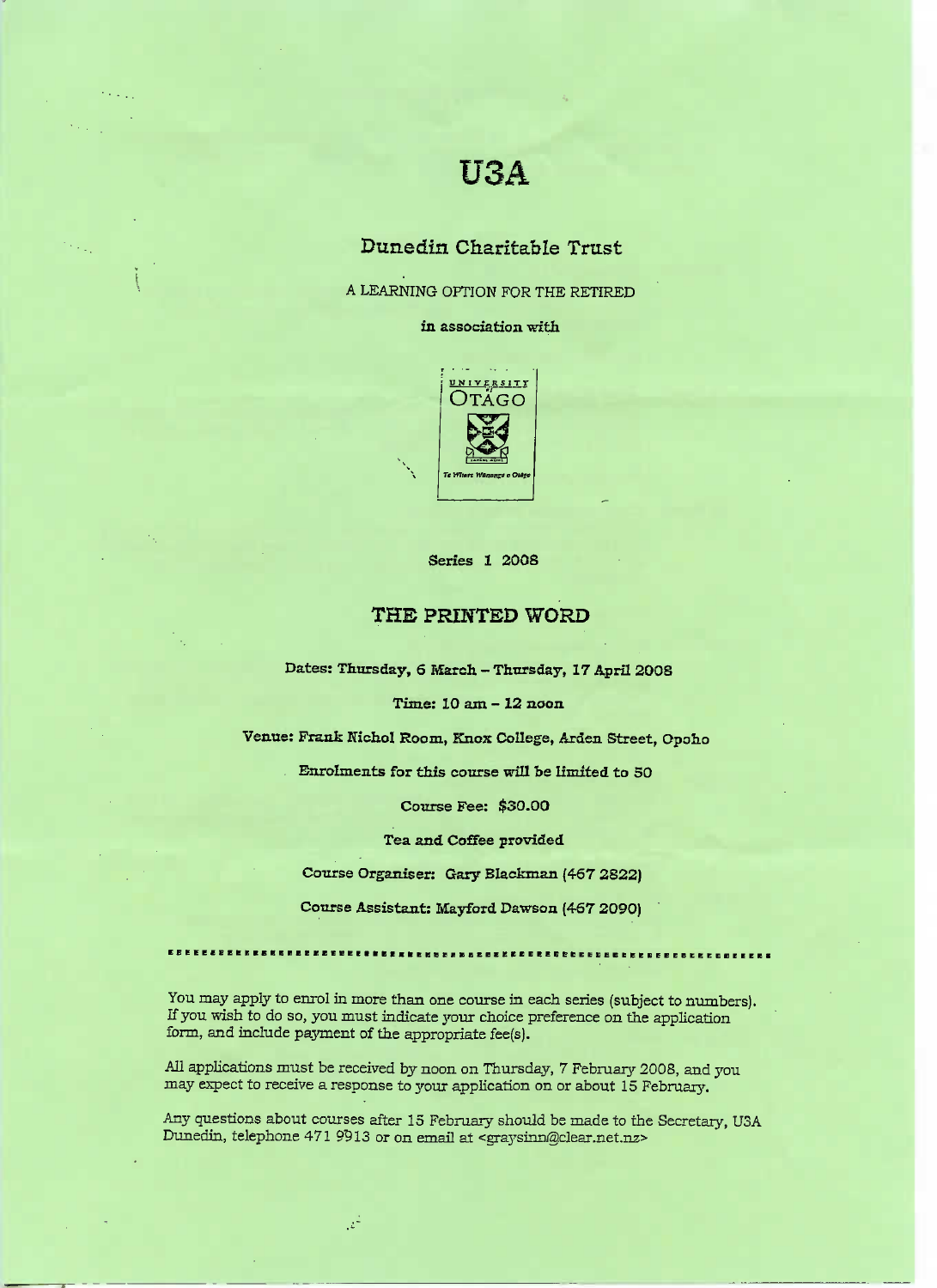# U3A

## Dunedin Charitable Trust

A LEARNING OPTION FOR THE RETIRED

**in association with**

UNIVERSITY OF OTAGO

Te Whare Wānanga o Otāgo

**Series 1 2008**

## THE PRINTED WORD

**Dates: Thursday, 6 March – Thursday, 17 April 2008**

**Time: 10 am – 12 noon**

**Venue: Frank Nichol Room, Knox College, Arden Street, Opoho**

**Enrolments for this course will be limited to 50**

**Course Fee: $30.00**

**Tea and Coffee provided**

**Course Organiser: Gary Blackman (467 2822)**

**Course Assistant: Mayford Dawson (467 2090)**

---

You may apply to enrol in more than one course in each series (subject to numbers). If you wish to do so, you must indicate your choice preference on the application form, and include payment of the appropriate fee(s).

All applications must be received by noon on Thursday, 7 February 2008, and you may expect to receive a response to your application on or about 15 February.

Any questions about courses after 15 February should be made to the Secretary, U3A Dunedin, telephone 471 9913 or on email at <graysinn@clear.net.nz>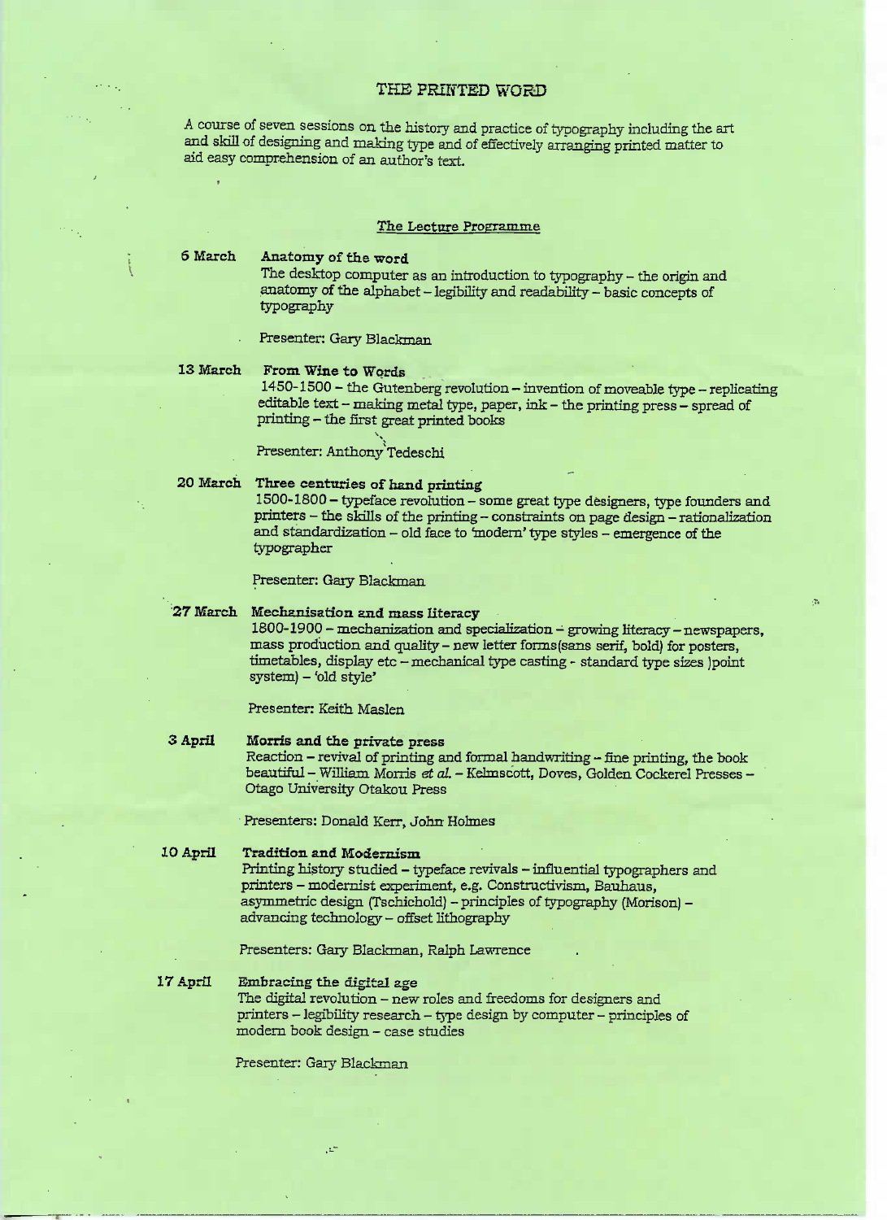# THE PRINTED WORD

A course of seven sessions on the history and practice of typography including the art and skill of designing and making type and of effectively arranging printed matter to aid easy comprehension of an author's text.

## The Lecture Programme

**6 March** **Anatomy of the word**
The desktop computer as an introduction to typography – the origin and anatomy of the alphabet – legibility and readability – basic concepts of typography

Presenter: Gary Blackman

**13 March** **From Wine to Words**
1450-1500 – the Gutenberg revolution – invention of moveable type – replicating editable text – making metal type, paper, ink – the printing press – spread of printing – the first great printed books

Presenter: Anthony Tedeschi

**20 March** **Three centuries of hand printing**
1500-1800 – typeface revolution – some great type designers, type founders and printers – the skills of the printing – constraints on page design – rationalization and standardization – old face to 'modern' type styles – emergence of the typographer

Presenter: Gary Blackman

**27 March** **Mechanisation and mass literacy**
1800-1900 – mechanization and specialization – growing literacy – newspapers, mass production and quality – new letter forms(sans serif, bold) for posters, timetables, display etc – mechanical type casting - standard type sizes )point system) – 'old style'

Presenter: Keith Maslen

**3 April** **Morris and the private press**
Reaction – revival of printing and formal handwriting – fine printing, the book beautiful – William Morris *et al.* – Kelmscott, Doves, Golden Cockerel Presses – Otago University Otakou Press

Presenters: Donald Kerr, John Holmes

**10 April** **Tradition and Modernism**
Printing history studied – typeface revivals – influential typographers and printers – modernist experiment, e.g. Constructivism, Bauhaus, asymmetric design (Tschichold) – principles of typography (Morison) – advancing technology – offset lithography

Presenters: Gary Blackman, Ralph Lawrence

**17 April** **Embracing the digital age**
The digital revolution – new roles and freedoms for designers and printers – legibility research – type design by computer – principles of modern book design – case studies

Presenter: Gary Blackman